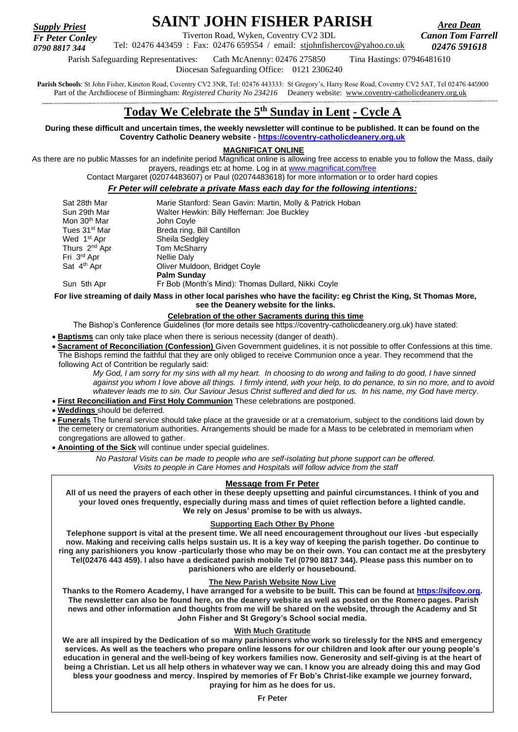*Supply Priest*
*Fr Peter Conley*
*0790 8817 344*

# SAINT JOHN FISHER PARISH

Tiverton Road, Wyken, Coventry CV2 3DL
Tel: 02476 443459 : Fax: 02476 659554 / email: stjohnfishercov@yahoo.co.uk

*Area Dean*
*Canon Tom Farrell*
*02476 591618*

Parish Safeguarding Representatives: Cath McAnenny: 02476 275850 Tina Hastings: 07946481610
Diocesan Safeguarding Office: 0121 2306240

**Parish Schools**: St John Fisher, Kineton Road, Coventry CV2 3NR, Tel: 02476 443333: St Gregory's, Harry Rose Road, Coventry CV2 5AT, Tel 02476 445900
Part of the Archdiocese of Birmingham: *Registered Charity No 234216* Deanery website: www.coventry-catholicdeanery.org.uk

## Today We Celebrate the 5th Sunday in Lent - Cycle A

**During these difficult and uncertain times, the weekly newsletter will continue to be published. It can be found on the Coventry Catholic Deanery website - https://coventry-catholicdeanery.org.uk**

**MAGNIFICAT ONLINE**

As there are no public Masses for an indefinite period Magnificat online is allowing free access to enable you to follow the Mass, daily prayers, readings etc at home. Log in at www.magnificat.com/free

Contact Margaret (02074483607) or Paul (02074483618) for more information or to order hard copies

***Fr Peter will celebrate a private Mass each day for the following intentions:***

| | |
|---|---|
| Sat 28th Mar | Marie Stanford: Sean Gavin: Martin, Molly & Patrick Hoban |
| Sun 29th Mar | Walter Hewkin: Billy Heffernan: Joe Buckley |
| Mon 30th Mar | John Coyle |
| Tues 31st Mar | Breda ring, Bill Cantillon |
| Wed 1st Apr | Sheila Sedgley |
| Thurs 2nd Apr | Tom McSharry |
| Fri 3rd Apr | Nellie Daly |
| Sat 4th Apr | Oliver Muldoon, Bridget Coyle |
| | **Palm Sunday** |
| Sun 5th Apr | Fr Bob (Month's Mind): Thomas Dullard, Nikki Coyle |

**For live streaming of daily Mass in other local parishes who have the facility: eg Christ the King, St Thomas More, see the Deanery website for the links.**

**Celebration of the other Sacraments during this time**

The Bishop's Conference Guidelines (for more details see https://coventry-catholicdeanery.org.uk) have stated:

- **Baptisms** can only take place when there is serious necessity (danger of death).
- **Sacrament of Reconciliation (Confession)** Given Government guidelines, it is not possible to offer Confessions at this time. The Bishops remind the faithful that they are only obliged to receive Communion once a year. They recommend that the following Act of Contrition be regularly said:

  *My God, I am sorry for my sins with all my heart. In choosing to do wrong and failing to do good, I have sinned against you whom I love above all things. I firmly intend, with your help, to do penance, to sin no more, and to avoid whatever leads me to sin. Our Saviour Jesus Christ suffered and died for us. In his name, my God have mercy.*
- **First Reconciliation and First Holy Communion** These celebrations are postponed.
- **Weddings** should be deferred.
- **Funerals** The funeral service should take place at the graveside or at a crematorium, subject to the conditions laid down by the cemetery or crematorium authorities. Arrangements should be made for a Mass to be celebrated in memoriam when congregations are allowed to gather.
- **Anointing of the Sick** will continue under special guidelines.

*No Pastoral Visits can be made to people who are self-isolating but phone support can be offered. Visits to people in Care Homes and Hospitals will follow advice from the staff*

### Message from Fr Peter

**All of us need the prayers of each other in these deeply upsetting and painful circumstances. I think of you and your loved ones frequently, especially during mass and times of quiet reflection before a lighted candle. We rely on Jesus' promise to be with us always.**

**Supporting Each Other By Phone**

**Telephone support is vital at the present time. We all need encouragement throughout our lives -but especially now. Making and receiving calls helps sustain us. It is a key way of keeping the parish together. Do continue to ring any parishioners you know -particularly those who may be on their own. You can contact me at the presbytery Tel(02476 443 459). I also have a dedicated parish mobile Tel (0790 8817 344). Please pass this number on to parishioners who are elderly or housebound.**

**The New Parish Website Now Live**

**Thanks to the Romero Academy, I have arranged for a website to be built. This can be found at https://sjfcov.org. The newsletter can also be found here, on the deanery website as well as posted on the Romero pages. Parish news and other information and thoughts from me will be shared on the website, through the Academy and St John Fisher and St Gregory's School social media.**

**With Much Gratitude**

**We are all inspired by the Dedication of so many parishioners who work so tirelessly for the NHS and emergency services. As well as the teachers who prepare online lessons for our children and look after our young people's education in general and the well-being of key workers families now. Generosity and self-giving is at the heart of being a Christian. Let us all help others in whatever way we can. I know you are already doing this and may God bless your goodness and mercy. Inspired by memories of Fr Bob's Christ-like example we journey forward, praying for him as he does for us.**

**Fr Peter**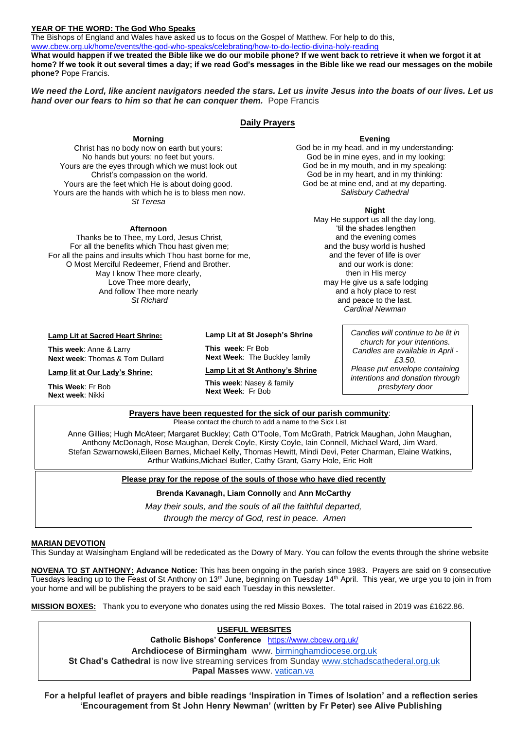**YEAR OF THE WORD: The God Who Speaks**

The Bishops of England and Wales have asked us to focus on the Gospel of Matthew. For help to do this, www.cbew.org.uk/home/events/the-god-who-speaks/celebrating/how-to-do-lectio-divina-holy-reading

**What would happen if we treated the Bible like we do our mobile phone? If we went back to retrieve it when we forgot it at home? If we took it out several times a day; if we read God's messages in the Bible like we read our messages on the mobile phone?** Pope Francis.

***We need the Lord, like ancient navigators needed the stars. Let us invite Jesus into the boats of our lives. Let us hand over our fears to him so that he can conquer them.*** Pope Francis

## Daily Prayers

**Morning**

Christ has no body now on earth but yours:
No hands but yours: no feet but yours.
Yours are the eyes through which we must look out
Christ's compassion on the world.
Yours are the feet which He is about doing good.
Yours are the hands with which he is to bless men now.
*St Teresa*

**Afternoon**

Thanks be to Thee, my Lord, Jesus Christ,
For all the benefits which Thou hast given me;
For all the pains and insults which Thou hast borne for me,
O Most Merciful Redeemer, Friend and Brother.
May I know Thee more clearly,
Love Thee more dearly,
And follow Thee more nearly
*St Richard*

**Evening**

God be in my head, and in my understanding:
God be in mine eyes, and in my looking:
God be in my mouth, and in my speaking:
God be in my heart, and in my thinking:
God be at mine end, and at my departing.
*Salisbury Cathedral*

**Night**

May He support us all the day long,
'til the shades lengthen
and the evening comes
and the busy world is hushed
and the fever of life is over
and our work is done:
then in His mercy
may He give us a safe lodging
and a holy place to rest
and peace to the last.
*Cardinal Newman*

**Lamp Lit at Sacred Heart Shrine:**

**This week**: Anne & Larry
**Next week**: Thomas & Tom Dullard

**Lamp lit at Our Lady's Shrine:**

**This Week**: Fr Bob
**Next week**: Nikki

**Lamp Lit at St Joseph's Shrine**

**This week**: Fr Bob
**Next Week**: The Buckley family

**Lamp Lit at St Anthony's Shrine**

**This week**: Nasey & family
**Next Week**: Fr Bob

*Candles will continue to be lit in church for your intentions. Candles are available in April - £3.50. Please put envelope containing intentions and donation through presbytery door*

**Prayers have been requested for the sick of our parish community**:
Please contact the church to add a name to the Sick List

Anne Gillies; Hugh McAteer; Margaret Buckley; Cath O'Toole, Tom McGrath, Patrick Maughan, John Maughan, Anthony McDonagh, Rose Maughan, Derek Coyle, Kirsty Coyle, Iain Connell, Michael Ward, Jim Ward, Stefan Szwarnowski,Eileen Barnes, Michael Kelly, Thomas Hewitt, Mindi Devi, Peter Charman, Elaine Watkins, Arthur Watkins,Michael Butler, Cathy Grant, Garry Hole, Eric Holt

**Please pray for the repose of the souls of those who have died recently**

**Brenda Kavanagh, Liam Connolly** and **Ann McCarthy**

*May their souls, and the souls of all the faithful departed, through the mercy of God, rest in peace. Amen*

**MARIAN DEVOTION**

This Sunday at Walsingham England will be rededicated as the Dowry of Mary. You can follow the events through the shrine website

**NOVENA TO ST ANTHONY: Advance Notice:** This has been ongoing in the parish since 1983. Prayers are said on 9 consecutive Tuesdays leading up to the Feast of St Anthony on 13th June, beginning on Tuesday 14th April. This year, we urge you to join in from your home and will be publishing the prayers to be said each Tuesday in this newsletter.

**MISSION BOXES:** Thank you to everyone who donates using the red Missio Boxes. The total raised in 2019 was £1622.86.

**USEFUL WEBSITES**

**Catholic Bishops' Conference** https://www.cbcew.org.uk/
**Archdiocese of Birmingham** www. birminghamdiocese.org.uk
**St Chad's Cathedral** is now live streaming services from Sunday www.stchadscathedral.org.uk
**Papal Masses** www. vatican.va

**For a helpful leaflet of prayers and bible readings 'Inspiration in Times of Isolation' and a reflection series 'Encouragement from St John Henry Newman' (written by Fr Peter) see Alive Publishing**